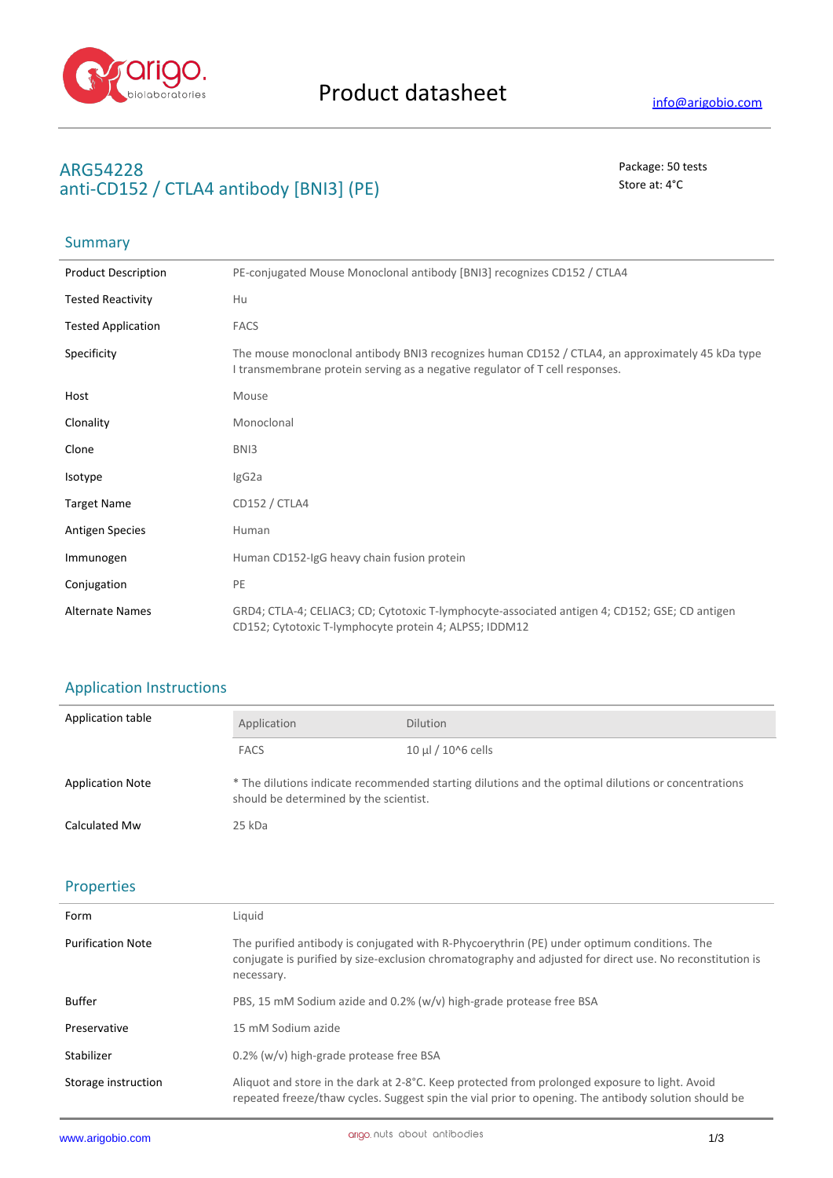# Product datasheet

info@arigobio.com

## ARG54228
## anti-CD152 / CTLA4 antibody [BNI3] (PE)

Package: 50 tests
Store at: 4°C

### Summary

| | |
|---|---|
| Product Description | PE-conjugated Mouse Monoclonal antibody [BNI3] recognizes CD152 / CTLA4 |
| Tested Reactivity | Hu |
| Tested Application | FACS |
| Specificity | The mouse monoclonal antibody BNI3 recognizes human CD152 / CTLA4, an approximately 45 kDa type I transmembrane protein serving as a negative regulator of T cell responses. |
| Host | Mouse |
| Clonality | Monoclonal |
| Clone | BNI3 |
| Isotype | IgG2a |
| Target Name | CD152 / CTLA4 |
| Antigen Species | Human |
| Immunogen | Human CD152-IgG heavy chain fusion protein |
| Conjugation | PE |
| Alternate Names | GRD4; CTLA-4; CELIAC3; CD; Cytotoxic T-lymphocyte-associated antigen 4; CD152; GSE; CD antigen CD152; Cytotoxic T-lymphocyte protein 4; ALPS5; IDDM12 |

### Application Instructions

Application table

| Application | Dilution |
|---|---|
| FACS | 10 µl / 10^6 cells |

| | |
|---|---|
| Application Note | * The dilutions indicate recommended starting dilutions and the optimal dilutions or concentrations should be determined by the scientist. |
| Calculated Mw | 25 kDa |

### Properties

| | |
|---|---|
| Form | Liquid |
| Purification Note | The purified antibody is conjugated with R-Phycoerythrin (PE) under optimum conditions. The conjugate is purified by size-exclusion chromatography and adjusted for direct use. No reconstitution is necessary. |
| Buffer | PBS, 15 mM Sodium azide and 0.2% (w/v) high-grade protease free BSA |
| Preservative | 15 mM Sodium azide |
| Stabilizer | 0.2% (w/v) high-grade protease free BSA |
| Storage instruction | Aliquot and store in the dark at 2-8°C. Keep protected from prolonged exposure to light. Avoid repeated freeze/thaw cycles. Suggest spin the vial prior to opening. The antibody solution should be |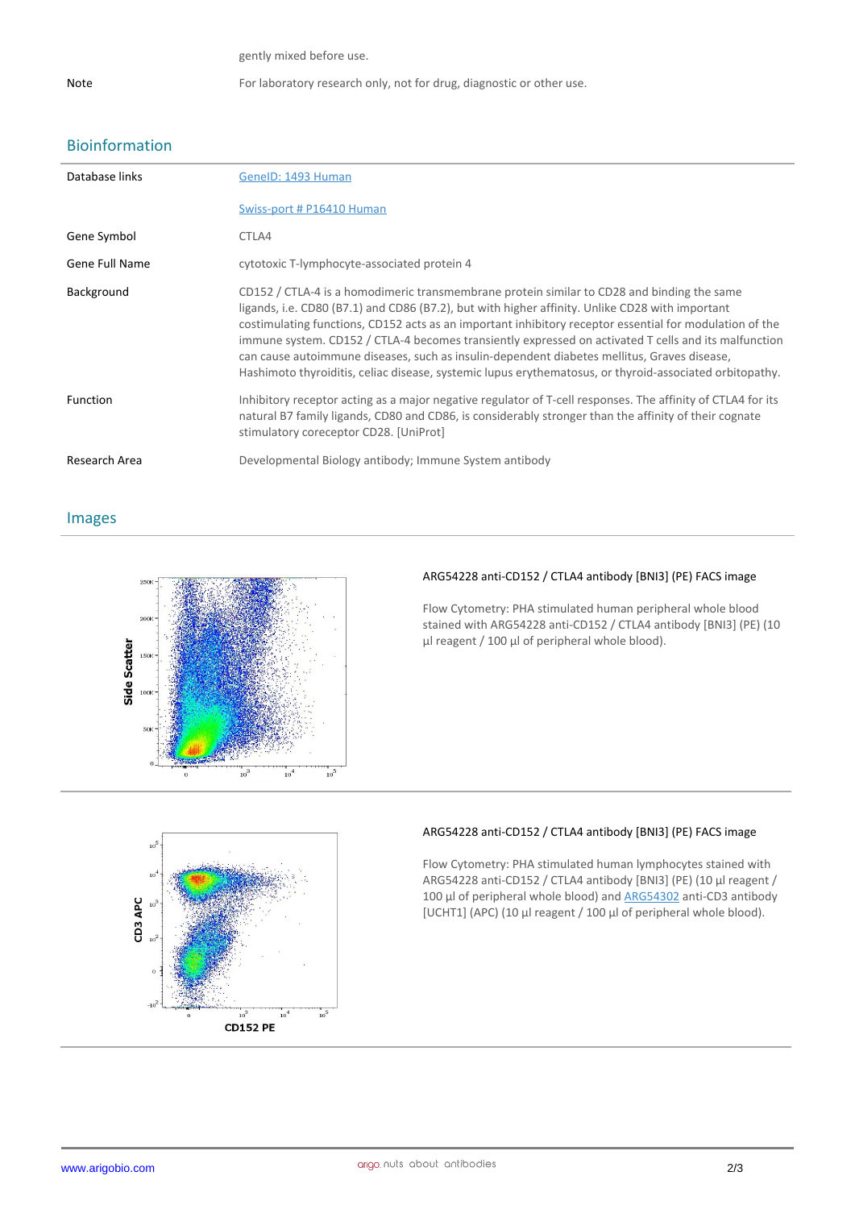| | |
|---|---|
| | gently mixed before use. |
| Note | For laboratory research only, not for drug, diagnostic or other use. |

## Bioinformation

| | |
|---|---|
| Database links | [GeneID: 1493 Human](#) |
| | [Swiss-port # P16410 Human](#) |
| Gene Symbol | CTLA4 |
| Gene Full Name | cytotoxic T-lymphocyte-associated protein 4 |
| Background | CD152 / CTLA-4 is a homodimeric transmembrane protein similar to CD28 and binding the same ligands, i.e. CD80 (B7.1) and CD86 (B7.2), but with higher affinity. Unlike CD28 with important costimulating functions, CD152 acts as an important inhibitory receptor essential for modulation of the immune system. CD152 / CTLA-4 becomes transiently expressed on activated T cells and its malfunction can cause autoimmune diseases, such as insulin-dependent diabetes mellitus, Graves disease, Hashimoto thyroiditis, celiac disease, systemic lupus erythematosus, or thyroid-associated orbitopathy. |
| Function | Inhibitory receptor acting as a major negative regulator of T-cell responses. The affinity of CTLA4 for its natural B7 family ligands, CD80 and CD86, is considerably stronger than the affinity of their cognate stimulatory coreceptor CD28. [UniProt] |
| Research Area | Developmental Biology antibody; Immune System antibody |

## Images

**ARG54228 anti-CD152 / CTLA4 antibody [BNI3] (PE) FACS image**

Flow Cytometry: PHA stimulated human peripheral whole blood stained with ARG54228 anti-CD152 / CTLA4 antibody [BNI3] (PE) (10 µl reagent / 100 µl of peripheral whole blood).

**ARG54228 anti-CD152 / CTLA4 antibody [BNI3] (PE) FACS image**

Flow Cytometry: PHA stimulated human lymphocytes stained with ARG54228 anti-CD152 / CTLA4 antibody [BNI3] (PE) (10 µl reagent / 100 µl of peripheral whole blood) and [ARG54302](#) anti-CD3 antibody [UCHT1] (APC) (10 µl reagent / 100 µl of peripheral whole blood).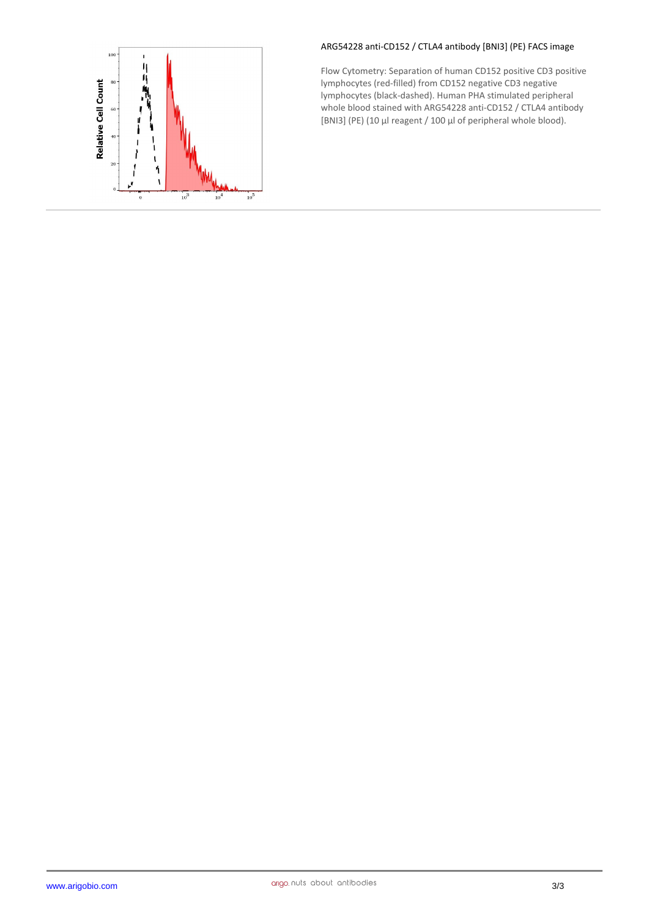Relative Cell Count

100

80

60

40

20

0

0

$10^3$

$10^4$

$10^5$

ARG54228 anti-CD152 / CTLA4 antibody [BNI3] (PE) FACS image

Flow Cytometry: Separation of human CD152 positive CD3 positive lymphocytes (red-filled) from CD152 negative CD3 negative lymphocytes (black-dashed). Human PHA stimulated peripheral whole blood stained with ARG54228 anti-CD152 / CTLA4 antibody [BNI3] (PE) (10 µl reagent / 100 µl of peripheral whole blood).